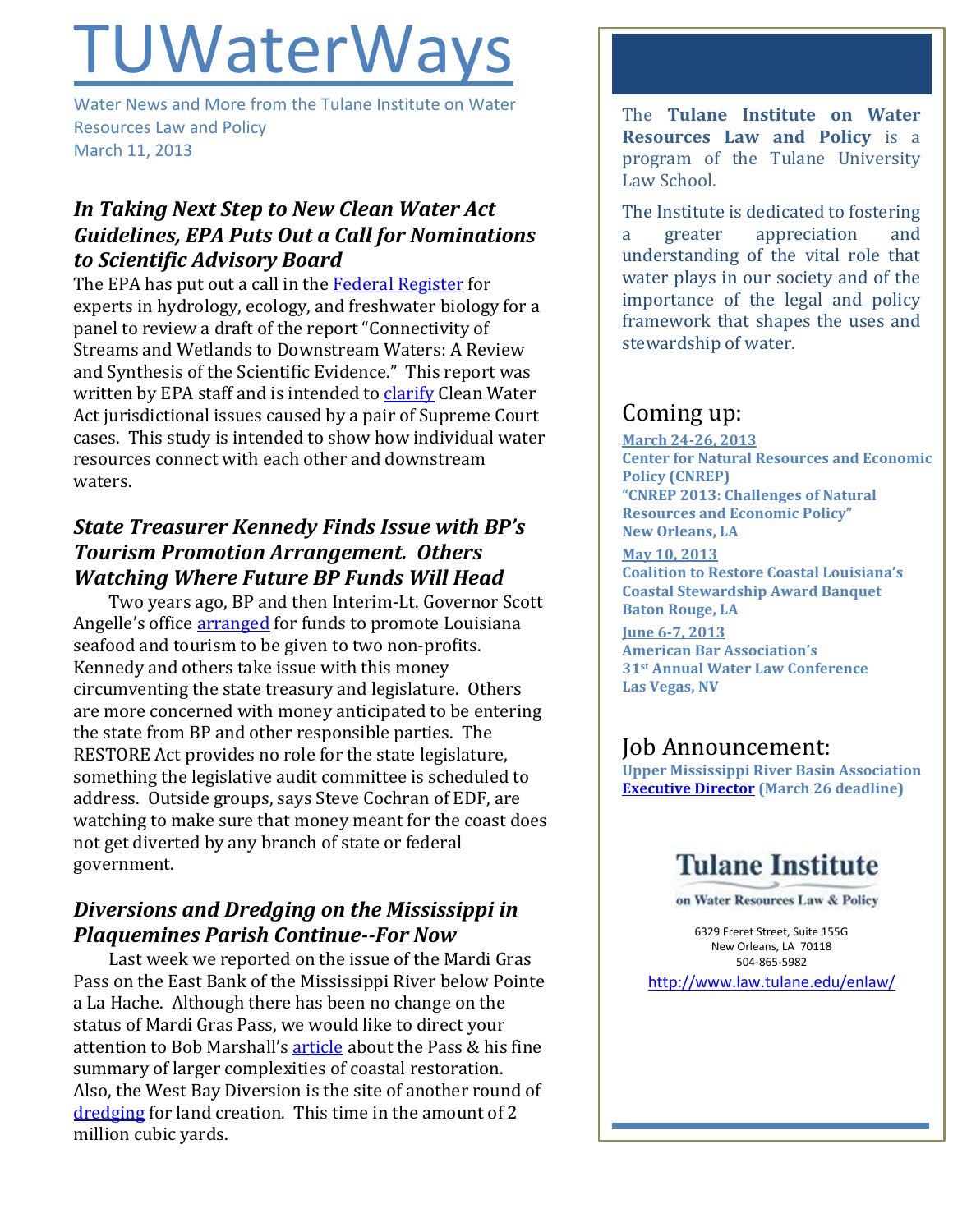# TUWaterWays

Water News and More from the Tulane Institute on Water Resources Law and Policy
March 11, 2013

## *In Taking Next Step to New Clean Water Act Guidelines, EPA Puts Out a Call for Nominations to Scientific Advisory Board*

The EPA has put out a call in the Federal Register for experts in hydrology, ecology, and freshwater biology for a panel to review a draft of the report "Connectivity of Streams and Wetlands to Downstream Waters: A Review and Synthesis of the Scientific Evidence." This report was written by EPA staff and is intended to clarify Clean Water Act jurisdictional issues caused by a pair of Supreme Court cases. This study is intended to show how individual water resources connect with each other and downstream waters.

## *State Treasurer Kennedy Finds Issue with BP's Tourism Promotion Arrangement. Others Watching Where Future BP Funds Will Head*

Two years ago, BP and then Interim-Lt. Governor Scott Angelle's office arranged for funds to promote Louisiana seafood and tourism to be given to two non-profits. Kennedy and others take issue with this money circumventing the state treasury and legislature. Others are more concerned with money anticipated to be entering the state from BP and other responsible parties. The RESTORE Act provides no role for the state legislature, something the legislative audit committee is scheduled to address. Outside groups, says Steve Cochran of EDF, are watching to make sure that money meant for the coast does not get diverted by any branch of state or federal government.

## *Diversions and Dredging on the Mississippi in Plaquemines Parish Continue--For Now*

Last week we reported on the issue of the Mardi Gras Pass on the East Bank of the Mississippi River below Pointe a La Hache. Although there has been no change on the status of Mardi Gras Pass, we would like to direct your attention to Bob Marshall's article about the Pass & his fine summary of larger complexities of coastal restoration. Also, the West Bay Diversion is the site of another round of dredging for land creation. This time in the amount of 2 million cubic yards.

The **Tulane Institute on Water Resources Law and Policy** is a program of the Tulane University Law School.

The Institute is dedicated to fostering a greater appreciation and understanding of the vital role that water plays in our society and of the importance of the legal and policy framework that shapes the uses and stewardship of water.

## Coming up:

**March 24-26, 2013**
**Center for Natural Resources and Economic Policy (CNREP)**
**"CNREP 2013: Challenges of Natural Resources and Economic Policy"**
**New Orleans, LA**

**May 10, 2013**
**Coalition to Restore Coastal Louisiana's Coastal Stewardship Award Banquet**
**Baton Rouge, LA**

**June 6-7, 2013**
**American Bar Association's 31st Annual Water Law Conference**
**Las Vegas, NV**

## Job Announcement:

**Upper Mississippi River Basin Association**
**Executive Director (March 26 deadline)**

**Tulane Institute**
**on Water Resources Law & Policy**

6329 Freret Street, Suite 155G
New Orleans, LA 70118
504-865-5982

http://www.law.tulane.edu/enlaw/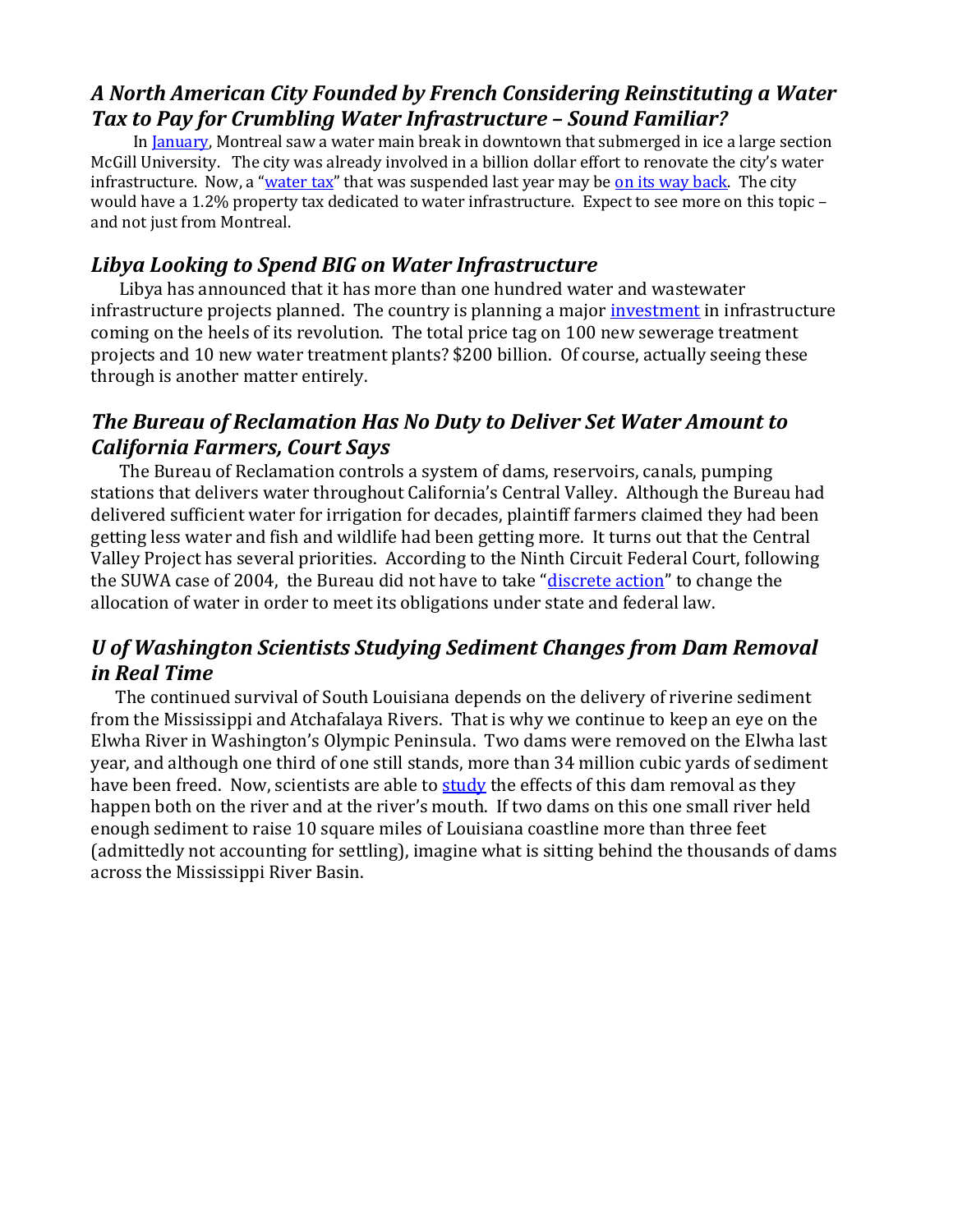## *A North American City Founded by French Considering Reinstituting a Water Tax to Pay for Crumbling Water Infrastructure – Sound Familiar?*

In January, Montreal saw a water main break in downtown that submerged in ice a large section McGill University. The city was already involved in a billion dollar effort to renovate the city's water infrastructure. Now, a "water tax" that was suspended last year may be on its way back. The city would have a 1.2% property tax dedicated to water infrastructure. Expect to see more on this topic – and not just from Montreal.

## *Libya Looking to Spend BIG on Water Infrastructure*

Libya has announced that it has more than one hundred water and wastewater infrastructure projects planned. The country is planning a major investment in infrastructure coming on the heels of its revolution. The total price tag on 100 new sewerage treatment projects and 10 new water treatment plants? $200 billion. Of course, actually seeing these through is another matter entirely.

## *The Bureau of Reclamation Has No Duty to Deliver Set Water Amount to California Farmers, Court Says*

The Bureau of Reclamation controls a system of dams, reservoirs, canals, pumping stations that delivers water throughout California's Central Valley. Although the Bureau had delivered sufficient water for irrigation for decades, plaintiff farmers claimed they had been getting less water and fish and wildlife had been getting more. It turns out that the Central Valley Project has several priorities. According to the Ninth Circuit Federal Court, following the SUWA case of 2004, the Bureau did not have to take "discrete action" to change the allocation of water in order to meet its obligations under state and federal law.

## *U of Washington Scientists Studying Sediment Changes from Dam Removal in Real Time*

The continued survival of South Louisiana depends on the delivery of riverine sediment from the Mississippi and Atchafalaya Rivers. That is why we continue to keep an eye on the Elwha River in Washington's Olympic Peninsula. Two dams were removed on the Elwha last year, and although one third of one still stands, more than 34 million cubic yards of sediment have been freed. Now, scientists are able to study the effects of this dam removal as they happen both on the river and at the river's mouth. If two dams on this one small river held enough sediment to raise 10 square miles of Louisiana coastline more than three feet (admittedly not accounting for settling), imagine what is sitting behind the thousands of dams across the Mississippi River Basin.